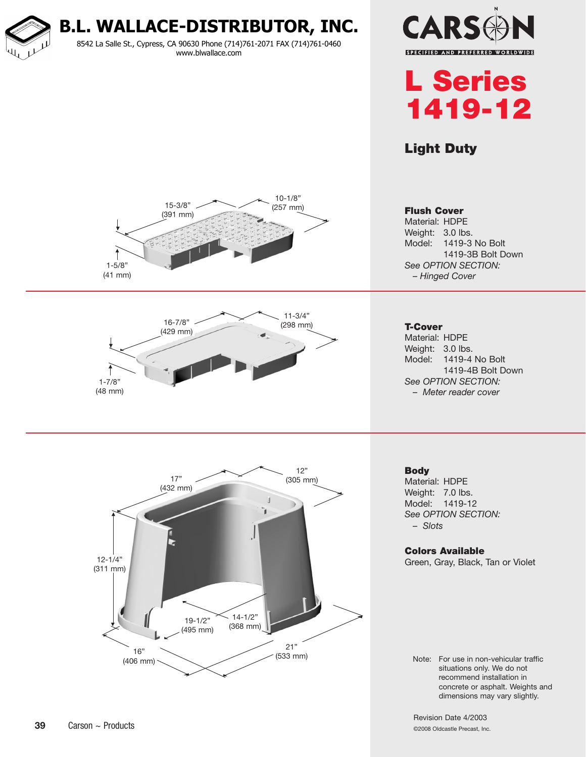# B.L. WALLACE-DISTRIBUTOR, INC.

8542 La Salle St., Cypress, CA 90630 Phone (714)761-2071 FAX (714)761-0460
www.blwallace.com

CARSON
SPECIFIED AND PREFERRED WORLDWIDE

# L Series 1419-12

## Light Duty

15-3/8" (391 mm)
10-1/8" (257 mm)
1-5/8" (41 mm)

**Flush Cover**
Material: HDPE
Weight: 3.0 lbs.
Model: 1419-3 No Bolt
1419-3B Bolt Down
*See OPTION SECTION:*
*– Hinged Cover*

16-7/8" (429 mm)
11-3/4" (298 mm)
1-7/8" (48 mm)

**T-Cover**
Material: HDPE
Weight: 3.0 lbs.
Model: 1419-4 No Bolt
1419-4B Bolt Down
*See OPTION SECTION:*
*– Meter reader cover*

17" (432 mm)
12" (305 mm)
12-1/4" (311 mm)
19-1/2" (495 mm)
14-1/2" (368 mm)
16" (406 mm)
21" (533 mm)

**Body**
Material: HDPE
Weight: 7.0 lbs.
Model: 1419-12
*See OPTION SECTION:*
*– Slots*

**Colors Available**
Green, Gray, Black, Tan or Violet

Note: For use in non-vehicular traffic situations only. We do not recommend installation in concrete or asphalt. Weights and dimensions may vary slightly.

Revision Date 4/2003
©2008 Oldcastle Precast, Inc.

Carson ~ Products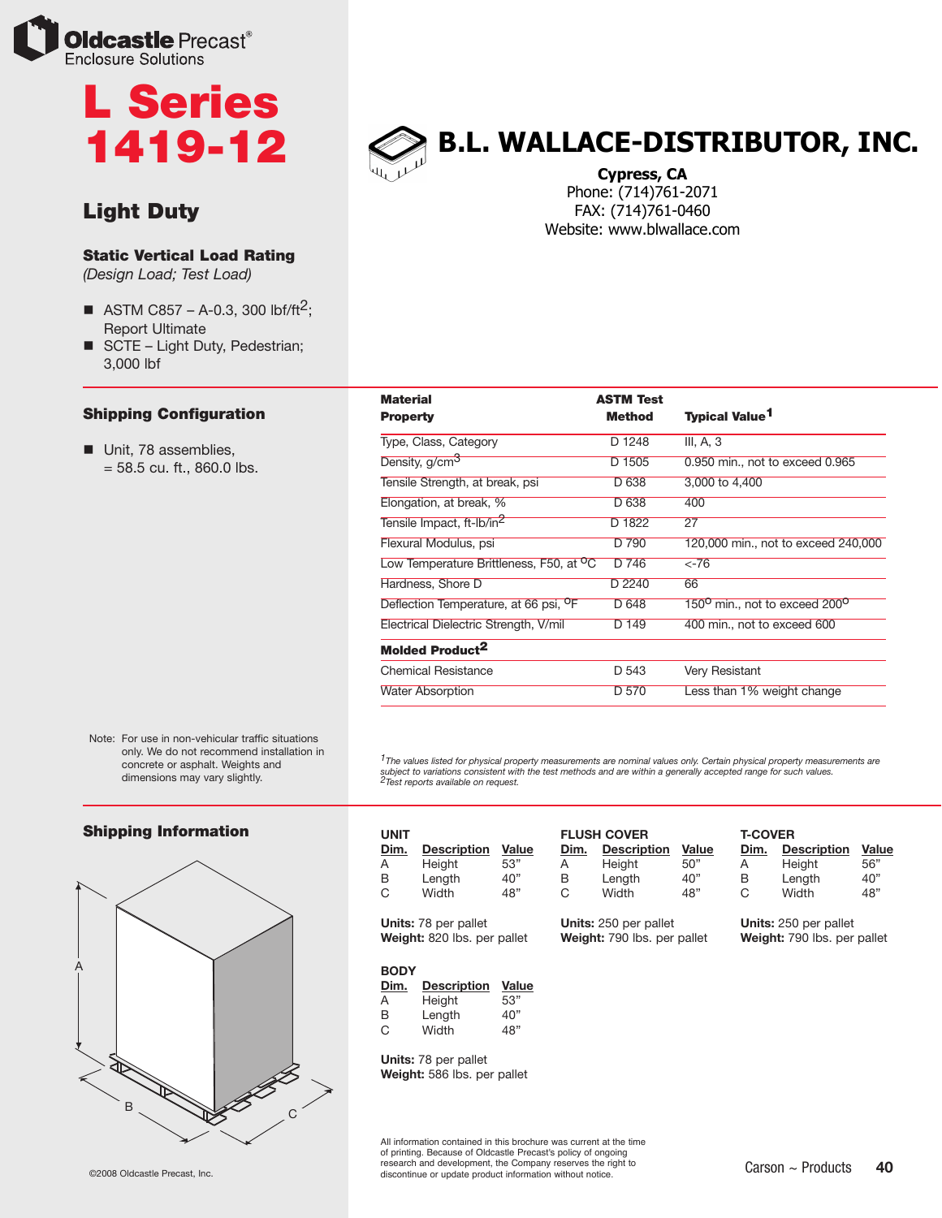Oldcastle Precast®
Enclosure Solutions

# L Series 1419-12

## Light Duty

### Static Vertical Load Rating
*(Design Load; Test Load)*

- ASTM C857 – A-0.3, 300 lbf/ft$^2$; Report Ultimate
- SCTE – Light Duty, Pedestrian; 3,000 lbf

# B.L. WALLACE-DISTRIBUTOR, INC.

**Cypress, CA**
Phone: (714)761-2071
FAX: (714)761-0460
Website: www.blwallace.com

### Shipping Configuration

- Unit, 78 assemblies,
  = 58.5 cu. ft., 860.0 lbs.

| Material Property | ASTM Test Method | Typical Value[1] |
|---|---|---|
| Type, Class, Category | D 1248 | III, A, 3 |
| Density, g/cm$^3$ | D 1505 | 0.950 min., not to exceed 0.965 |
| Tensile Strength, at break, psi | D 638 | 3,000 to 4,400 |
| Elongation, at break, % | D 638 | 400 |
| Tensile Impact, ft-lb/in$^2$ | D 1822 | 27 |
| Flexural Modulus, psi | D 790 | 120,000 min., not to exceed 240,000 |
| Low Temperature Brittleness, F50, at $^{o}$C | D 746 | <-76 |
| Hardness, Shore D | D 2240 | 66 |
| Deflection Temperature, at 66 psi, $^{o}$F | D 648 | 150$^{o}$ min., not to exceed 200$^{o}$ |
| Electrical Dielectric Strength, V/mil | D 149 | 400 min., not to exceed 600 |
| **Molded Product[2]** | | |
| Chemical Resistance | D 543 | Very Resistant |
| Water Absorption | D 570 | Less than 1% weight change |

Note: For use in non-vehicular traffic situations only. We do not recommend installation in concrete or asphalt. Weights and dimensions may vary slightly.

*[1] The values listed for physical property measurements are nominal values only. Certain physical property measurements are subject to variations consistent with the test methods and are within a generally accepted range for such values.*
*[2] Test reports available on request.*

### Shipping Information

A

B

C

**UNIT**

| Dim. | Description | Value |
|---|---|---|
| A | Height | 53” |
| B | Length | 40” |
| C | Width | 48” |

**Units:** 78 per pallet
**Weight:** 820 lbs. per pallet

**FLUSH COVER**

| Dim. | Description | Value |
|---|---|---|
| A | Height | 50” |
| B | Length | 40” |
| C | Width | 48” |

**Units:** 250 per pallet
**Weight:** 790 lbs. per pallet

**T-COVER**

| Dim. | Description | Value |
|---|---|---|
| A | Height | 56” |
| B | Length | 40” |
| C | Width | 48” |

**Units:** 250 per pallet
**Weight:** 790 lbs. per pallet

**BODY**

| Dim. | Description | Value |
|---|---|---|
| A | Height | 53” |
| B | Length | 40” |
| C | Width | 48” |

**Units:** 78 per pallet
**Weight:** 586 lbs. per pallet

All information contained in this brochure was current at the time of printing. Because of Oldcastle Precast's policy of ongoing research and development, the Company reserves the right to discontinue or update product information without notice.

©2008 Oldcastle Precast, Inc.

Carson ~ Products